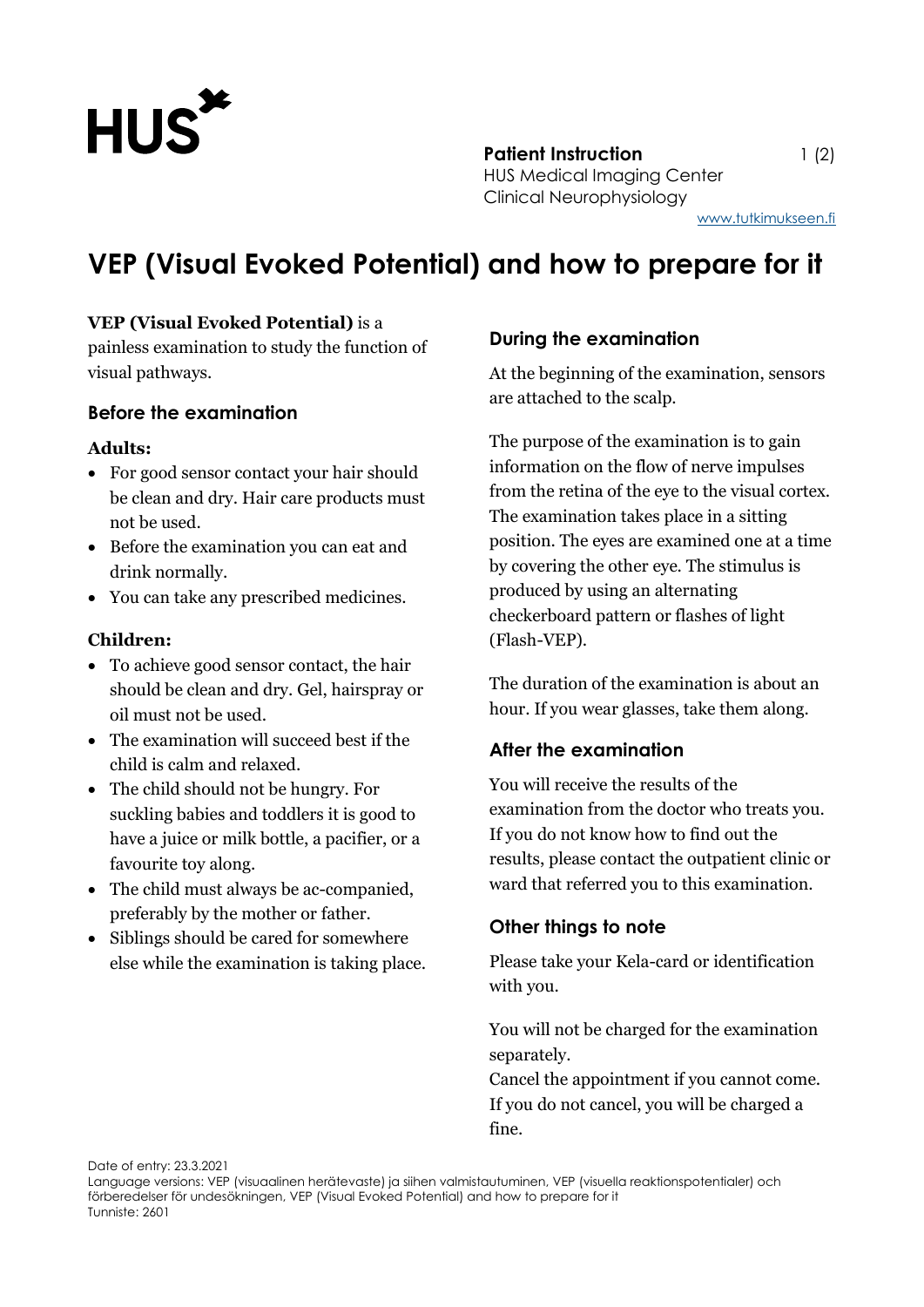**Patient Instruction**
HUS Medical Imaging Center
Clinical Neurophysiology
www.tutkimukseen.fi

# VEP (Visual Evoked Potential) and how to prepare for it

**VEP (Visual Evoked Potential)** is a painless examination to study the function of visual pathways.

## Before the examination

### Adults:

- For good sensor contact your hair should be clean and dry. Hair care products must not be used.
- Before the examination you can eat and drink normally.
- You can take any prescribed medicines.

### Children:

- To achieve good sensor contact, the hair should be clean and dry. Gel, hairspray or oil must not be used.
- The examination will succeed best if the child is calm and relaxed.
- The child should not be hungry. For suckling babies and toddlers it is good to have a juice or milk bottle, a pacifier, or a favourite toy along.
- The child must always be ac-companied, preferably by the mother or father.
- Siblings should be cared for somewhere else while the examination is taking place.

## During the examination

At the beginning of the examination, sensors are attached to the scalp.

The purpose of the examination is to gain information on the flow of nerve impulses from the retina of the eye to the visual cortex. The examination takes place in a sitting position. The eyes are examined one at a time by covering the other eye. The stimulus is produced by using an alternating checkerboard pattern or flashes of light (Flash-VEP).

The duration of the examination is about an hour. If you wear glasses, take them along.

## After the examination

You will receive the results of the examination from the doctor who treats you. If you do not know how to find out the results, please contact the outpatient clinic or ward that referred you to this examination.

## Other things to note

Please take your Kela-card or identification with you.

You will not be charged for the examination separately.
Cancel the appointment if you cannot come. If you do not cancel, you will be charged a fine.

Date of entry: 23.3.2021
Language versions: VEP (visuaalinen herätevaste) ja siihen valmistautuminen, VEP (visuella reaktionspotentialer) och förberedelser för undesökningen, VEP (Visual Evoked Potential) and how to prepare for it
Tunniste: 2601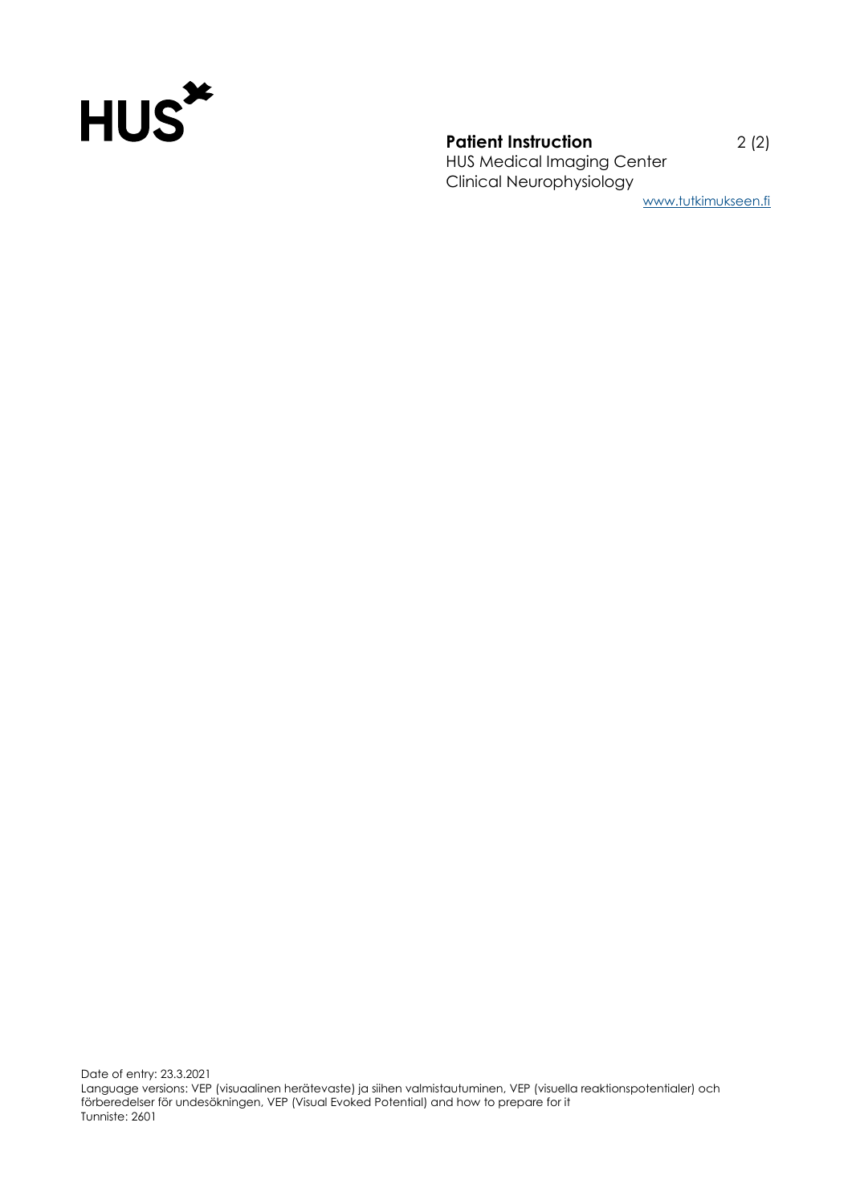Date of entry: 23.3.2021

Language versions: VEP (visuaalinen herätevaste) ja siihen valmistautuminen, VEP (visuella reaktionspotentialer) och förberedelser för undesökningen, VEP (Visual Evoked Potential) and how to prepare for it

Tunniste: 2601